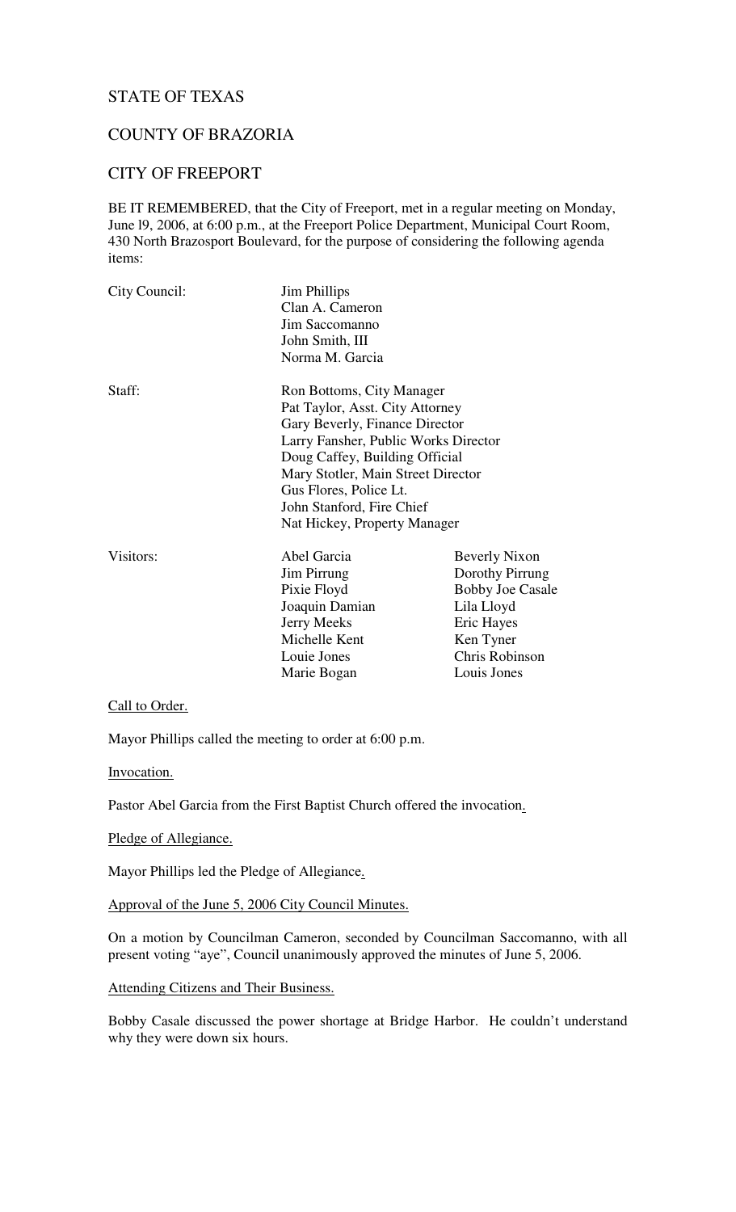STATE OF TEXAS

COUNTY OF BRAZORIA

CITY OF FREEPORT

BE IT REMEMBERED, that the City of Freeport, met in a regular meeting on Monday, June l9, 2006, at 6:00 p.m., at the Freeport Police Department, Municipal Court Room, 430 North Brazosport Boulevard, for the purpose of considering the following agenda items:

| | | |
|---|---|---|
| City Council: | Jim Phillips | |
| | Clan A. Cameron | |
| | Jim Saccomanno | |
| | John Smith, III | |
| | Norma M. Garcia | |
| Staff: | Ron Bottoms, City Manager | |
| | Pat Taylor, Asst. City Attorney | |
| | Gary Beverly, Finance Director | |
| | Larry Fansher, Public Works Director | |
| | Doug Caffey, Building Official | |
| | Mary Stotler, Main Street Director | |
| | Gus Flores, Police Lt. | |
| | John Stanford, Fire Chief | |
| | Nat Hickey, Property Manager | |
| Visitors: | Abel Garcia | Beverly Nixon |
| | Jim Pirrung | Dorothy Pirrung |
| | Pixie Floyd | Bobby Joe Casale |
| | Joaquin Damian | Lila Lloyd |
| | Jerry Meeks | Eric Hayes |
| | Michelle Kent | Ken Tyner |
| | Louie Jones | Chris Robinson |
| | Marie Bogan | Louis Jones |

Call to Order.

Mayor Phillips called the meeting to order at 6:00 p.m.

Invocation.

Pastor Abel Garcia from the First Baptist Church offered the invocation.

Pledge of Allegiance.

Mayor Phillips led the Pledge of Allegiance.

Approval of the June 5, 2006 City Council Minutes.

On a motion by Councilman Cameron, seconded by Councilman Saccomanno, with all present voting "aye", Council unanimously approved the minutes of June 5, 2006.

Attending Citizens and Their Business.

Bobby Casale discussed the power shortage at Bridge Harbor. He couldn't understand why they were down six hours.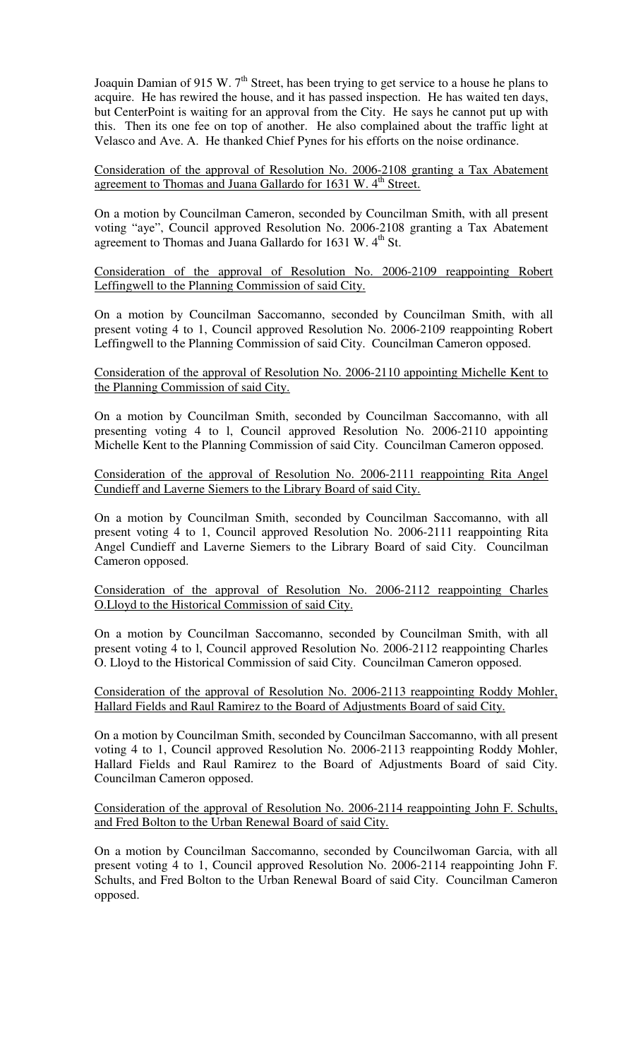Joaquin Damian of 915 W. 7th Street, has been trying to get service to a house he plans to acquire. He has rewired the house, and it has passed inspection. He has waited ten days, but CenterPoint is waiting for an approval from the City. He says he cannot put up with this. Then its one fee on top of another. He also complained about the traffic light at Velasco and Ave. A. He thanked Chief Pynes for his efforts on the noise ordinance.

<u>Consideration of the approval of Resolution No. 2006-2108 granting a Tax Abatement agreement to Thomas and Juana Gallardo for 1631 W. 4th Street.</u>

On a motion by Councilman Cameron, seconded by Councilman Smith, with all present voting "aye", Council approved Resolution No. 2006-2108 granting a Tax Abatement agreement to Thomas and Juana Gallardo for 1631 W. 4th St.

<u>Consideration of the approval of Resolution No. 2006-2109 reappointing Robert Leffingwell to the Planning Commission of said City.</u>

On a motion by Councilman Saccomanno, seconded by Councilman Smith, with all present voting 4 to 1, Council approved Resolution No. 2006-2109 reappointing Robert Leffingwell to the Planning Commission of said City. Councilman Cameron opposed.

<u>Consideration of the approval of Resolution No. 2006-2110 appointing Michelle Kent to the Planning Commission of said City.</u>

On a motion by Councilman Smith, seconded by Councilman Saccomanno, with all presenting voting 4 to l, Council approved Resolution No. 2006-2110 appointing Michelle Kent to the Planning Commission of said City. Councilman Cameron opposed.

<u>Consideration of the approval of Resolution No. 2006-2111 reappointing Rita Angel Cundieff and Laverne Siemers to the Library Board of said City.</u>

On a motion by Councilman Smith, seconded by Councilman Saccomanno, with all present voting 4 to 1, Council approved Resolution No. 2006-2111 reappointing Rita Angel Cundieff and Laverne Siemers to the Library Board of said City. Councilman Cameron opposed.

<u>Consideration of the approval of Resolution No. 2006-2112 reappointing Charles O.Lloyd to the Historical Commission of said City.</u>

On a motion by Councilman Saccomanno, seconded by Councilman Smith, with all present voting 4 to l, Council approved Resolution No. 2006-2112 reappointing Charles O. Lloyd to the Historical Commission of said City. Councilman Cameron opposed.

<u>Consideration of the approval of Resolution No. 2006-2113 reappointing Roddy Mohler, Hallard Fields and Raul Ramirez to the Board of Adjustments Board of said City.</u>

On a motion by Councilman Smith, seconded by Councilman Saccomanno, with all present voting 4 to 1, Council approved Resolution No. 2006-2113 reappointing Roddy Mohler, Hallard Fields and Raul Ramirez to the Board of Adjustments Board of said City. Councilman Cameron opposed.

<u>Consideration of the approval of Resolution No. 2006-2114 reappointing John F. Schults, and Fred Bolton to the Urban Renewal Board of said City.</u>

On a motion by Councilman Saccomanno, seconded by Councilwoman Garcia, with all present voting 4 to 1, Council approved Resolution No. 2006-2114 reappointing John F. Schults, and Fred Bolton to the Urban Renewal Board of said City. Councilman Cameron opposed.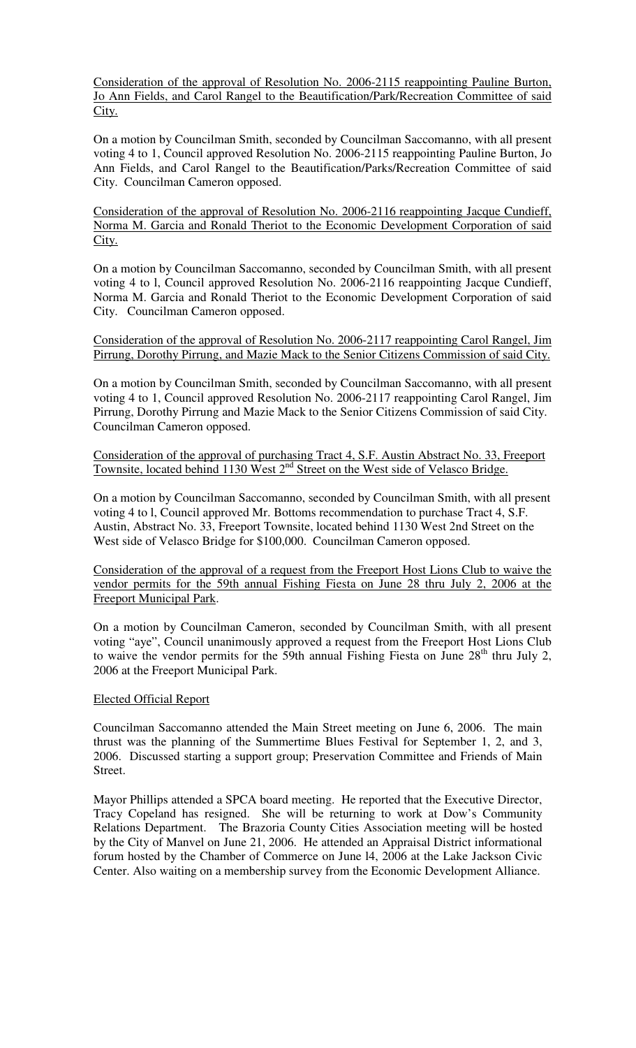Consideration of the approval of Resolution No. 2006-2115 reappointing Pauline Burton, Jo Ann Fields, and Carol Rangel to the Beautification/Park/Recreation Committee of said City.

On a motion by Councilman Smith, seconded by Councilman Saccomanno, with all present voting 4 to 1, Council approved Resolution No. 2006-2115 reappointing Pauline Burton, Jo Ann Fields, and Carol Rangel to the Beautification/Parks/Recreation Committee of said City. Councilman Cameron opposed.

Consideration of the approval of Resolution No. 2006-2116 reappointing Jacque Cundieff, Norma M. Garcia and Ronald Theriot to the Economic Development Corporation of said City.

On a motion by Councilman Saccomanno, seconded by Councilman Smith, with all present voting 4 to l, Council approved Resolution No. 2006-2116 reappointing Jacque Cundieff, Norma M. Garcia and Ronald Theriot to the Economic Development Corporation of said City. Councilman Cameron opposed.

Consideration of the approval of Resolution No. 2006-2117 reappointing Carol Rangel, Jim Pirrung, Dorothy Pirrung, and Mazie Mack to the Senior Citizens Commission of said City.

On a motion by Councilman Smith, seconded by Councilman Saccomanno, with all present voting 4 to 1, Council approved Resolution No. 2006-2117 reappointing Carol Rangel, Jim Pirrung, Dorothy Pirrung and Mazie Mack to the Senior Citizens Commission of said City. Councilman Cameron opposed.

Consideration of the approval of purchasing Tract 4, S.F. Austin Abstract No. 33, Freeport Townsite, located behind 1130 West 2nd Street on the West side of Velasco Bridge.

On a motion by Councilman Saccomanno, seconded by Councilman Smith, with all present voting 4 to l, Council approved Mr. Bottoms recommendation to purchase Tract 4, S.F. Austin, Abstract No. 33, Freeport Townsite, located behind 1130 West 2nd Street on the West side of Velasco Bridge for $100,000. Councilman Cameron opposed.

Consideration of the approval of a request from the Freeport Host Lions Club to waive the vendor permits for the 59th annual Fishing Fiesta on June 28 thru July 2, 2006 at the Freeport Municipal Park.

On a motion by Councilman Cameron, seconded by Councilman Smith, with all present voting "aye", Council unanimously approved a request from the Freeport Host Lions Club to waive the vendor permits for the 59th annual Fishing Fiesta on June 28th thru July 2, 2006 at the Freeport Municipal Park.

Elected Official Report

Councilman Saccomanno attended the Main Street meeting on June 6, 2006. The main thrust was the planning of the Summertime Blues Festival for September 1, 2, and 3, 2006. Discussed starting a support group; Preservation Committee and Friends of Main Street.

Mayor Phillips attended a SPCA board meeting. He reported that the Executive Director, Tracy Copeland has resigned. She will be returning to work at Dow's Community Relations Department. The Brazoria County Cities Association meeting will be hosted by the City of Manvel on June 21, 2006. He attended an Appraisal District informational forum hosted by the Chamber of Commerce on June l4, 2006 at the Lake Jackson Civic Center. Also waiting on a membership survey from the Economic Development Alliance.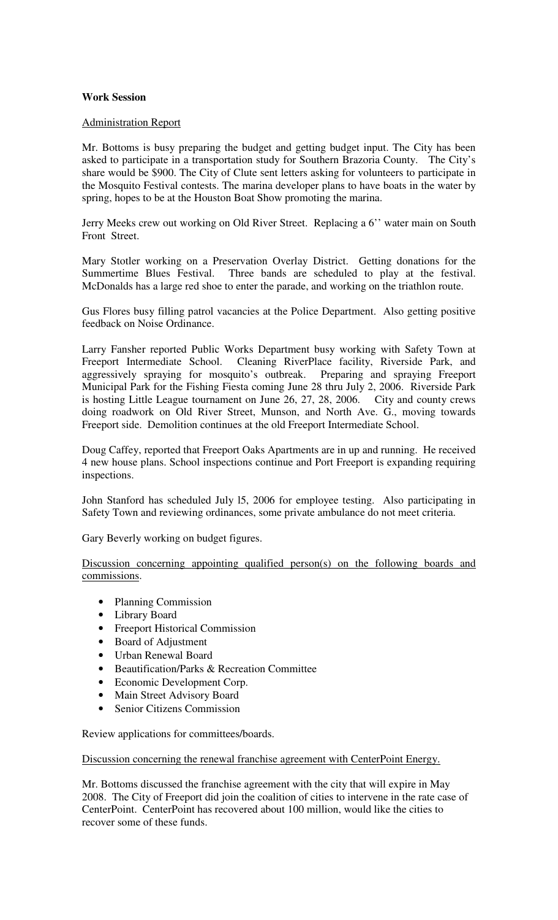**Work Session**

Administration Report

Mr. Bottoms is busy preparing the budget and getting budget input. The City has been asked to participate in a transportation study for Southern Brazoria County. The City's share would be $900. The City of Clute sent letters asking for volunteers to participate in the Mosquito Festival contests. The marina developer plans to have boats in the water by spring, hopes to be at the Houston Boat Show promoting the marina.

Jerry Meeks crew out working on Old River Street. Replacing a 6'' water main on South Front Street.

Mary Stotler working on a Preservation Overlay District. Getting donations for the Summertime Blues Festival. Three bands are scheduled to play at the festival. McDonalds has a large red shoe to enter the parade, and working on the triathlon route.

Gus Flores busy filling patrol vacancies at the Police Department. Also getting positive feedback on Noise Ordinance.

Larry Fansher reported Public Works Department busy working with Safety Town at Freeport Intermediate School. Cleaning RiverPlace facility, Riverside Park, and aggressively spraying for mosquito's outbreak. Preparing and spraying Freeport Municipal Park for the Fishing Fiesta coming June 28 thru July 2, 2006. Riverside Park is hosting Little League tournament on June 26, 27, 28, 2006. City and county crews doing roadwork on Old River Street, Munson, and North Ave. G., moving towards Freeport side. Demolition continues at the old Freeport Intermediate School.

Doug Caffey, reported that Freeport Oaks Apartments are in up and running. He received 4 new house plans. School inspections continue and Port Freeport is expanding requiring inspections.

John Stanford has scheduled July l5, 2006 for employee testing. Also participating in Safety Town and reviewing ordinances, some private ambulance do not meet criteria.

Gary Beverly working on budget figures.

Discussion concerning appointing qualified person(s) on the following boards and commissions.

- Planning Commission
- Library Board
- Freeport Historical Commission
- Board of Adjustment
- Urban Renewal Board
- Beautification/Parks & Recreation Committee
- Economic Development Corp.
- Main Street Advisory Board
- Senior Citizens Commission

Review applications for committees/boards.

Discussion concerning the renewal franchise agreement with CenterPoint Energy.

Mr. Bottoms discussed the franchise agreement with the city that will expire in May 2008. The City of Freeport did join the coalition of cities to intervene in the rate case of CenterPoint. CenterPoint has recovered about 100 million, would like the cities to recover some of these funds.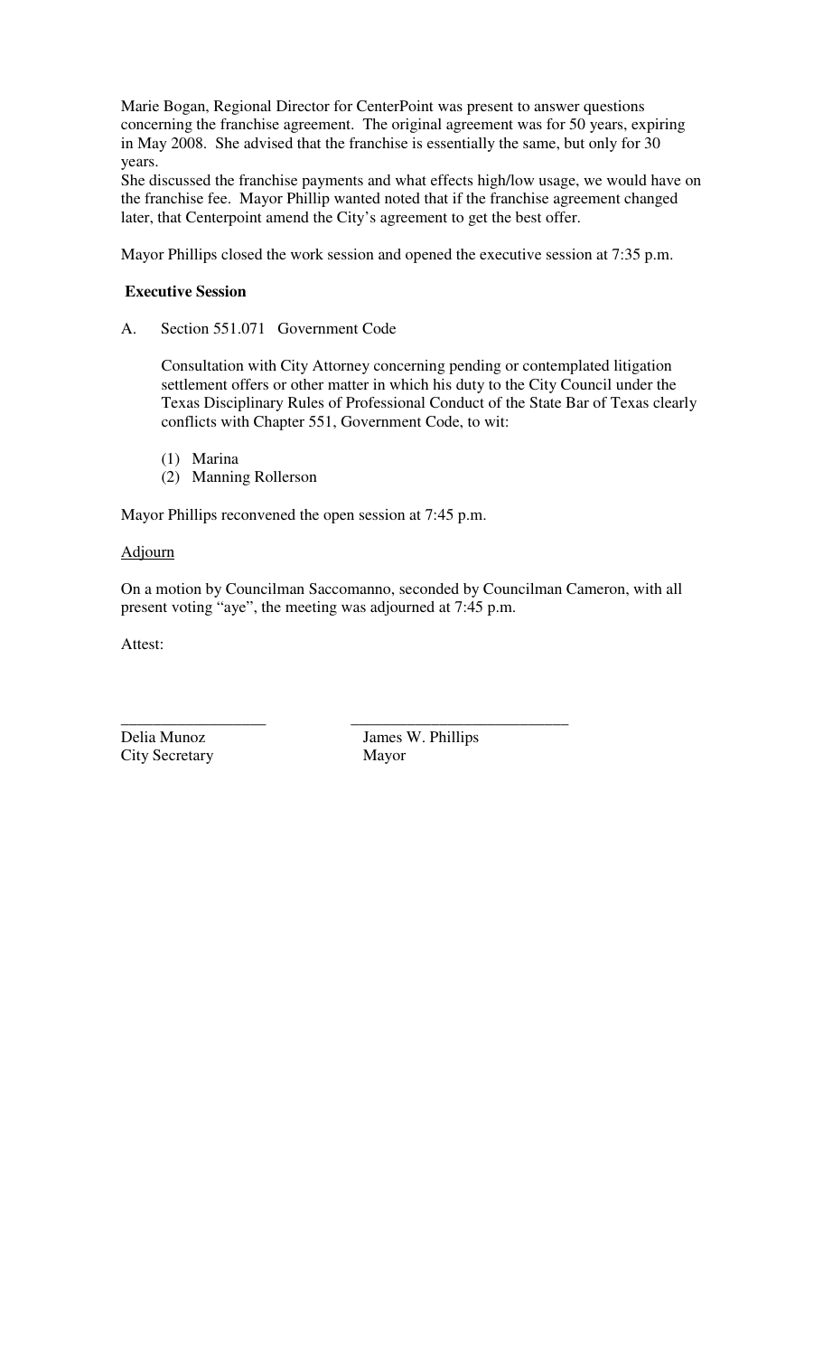Marie Bogan, Regional Director for CenterPoint was present to answer questions concerning the franchise agreement. The original agreement was for 50 years, expiring in May 2008. She advised that the franchise is essentially the same, but only for 30 years.

She discussed the franchise payments and what effects high/low usage, we would have on the franchise fee. Mayor Phillip wanted noted that if the franchise agreement changed later, that Centerpoint amend the City's agreement to get the best offer.

Mayor Phillips closed the work session and opened the executive session at 7:35 p.m.

**Executive Session**

A. Section 551.071 Government Code

Consultation with City Attorney concerning pending or contemplated litigation settlement offers or other matter in which his duty to the City Council under the Texas Disciplinary Rules of Professional Conduct of the State Bar of Texas clearly conflicts with Chapter 551, Government Code, to wit:

(1) Marina
(2) Manning Rollerson

Mayor Phillips reconvened the open session at 7:45 p.m.

Adjourn

On a motion by Councilman Saccomanno, seconded by Councilman Cameron, with all present voting "aye", the meeting was adjourned at 7:45 p.m.

Attest:

\_\_\_\_\_\_\_\_\_\_\_\_\_\_\_\_\_\_ \_\_\_\_\_\_\_\_\_\_\_\_\_\_\_\_\_\_\_\_\_\_\_\_\_\_\_

Delia Munoz, City Secretary

James W. Phillips, Mayor